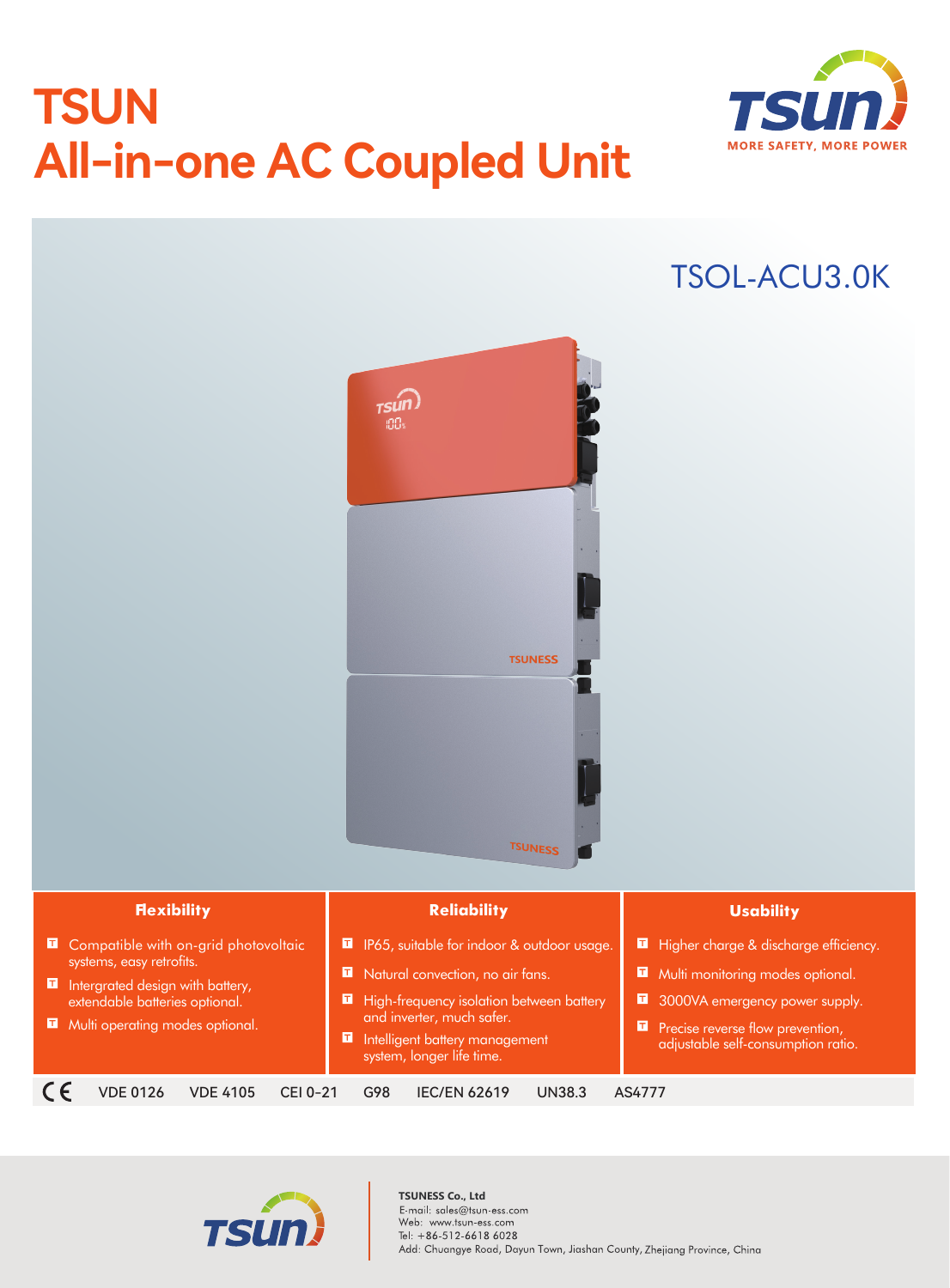# TSUN
# All-in-one AC Coupled Unit

MORE SAFETY, MORE POWER

## TSOL-ACU3.0K

### Flexibility

- Compatible with on-grid photovoltaic systems, easy retrofits.
- Intergrated design with battery, extendable batteries optional.
- Multi operating modes optional.

### Reliability

- IP65, suitable for indoor & outdoor usage.
- Natural convection, no air fans.
- High-frequency isolation between battery and inverter, much safer.
- Intelligent battery management system, longer life time.

### Usability

- Higher charge & discharge efficiency.
- Multi monitoring modes optional.
- 3000VA emergency power supply.
- Precise reverse flow prevention, adjustable self-consumption ratio.

CE VDE 0126 VDE 4105 CEI 0-21 G98 IEC/EN 62619 UN38.3 AS4777

**TSUNESS Co., Ltd**
E-mail: sales@tsun-ess.com
Web: www.tsun-ess.com
Tel: +86-512-6618 6028
Add: Chuangye Road, Dayun Town, Jiashan County, Zhejiang Province, China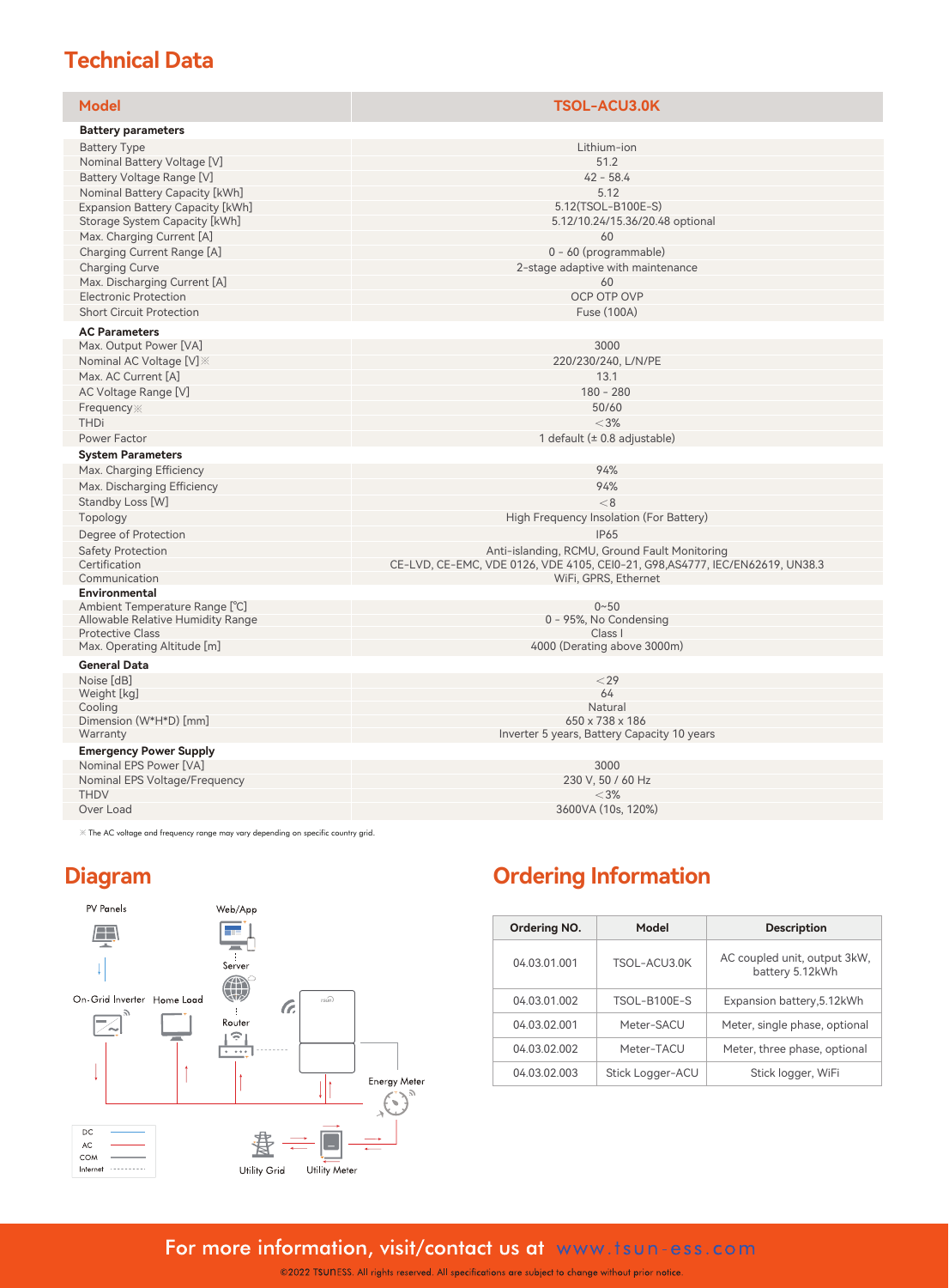# Technical Data

| Model | TSOL-ACU3.0K |
|---|---|
| **Battery parameters** | |
| Battery Type | Lithium-ion |
| Nominal Battery Voltage [V] | 51.2 |
| Battery Voltage Range [V] | 42 - 58.4 |
| Nominal Battery Capacity [kWh] | 5.12 |
| Expansion Battery Capacity [kWh] | 5.12(TSOL-B100E-S) |
| Storage System Capacity [kWh] | 5.12/10.24/15.36/20.48 optional |
| Max. Charging Current [A] | 60 |
| Charging Current Range [A] | 0 - 60 (programmable) |
| Charging Curve | 2-stage adaptive with maintenance |
| Max. Discharging Current [A] | 60 |
| Electronic Protection | OCP OTP OVP |
| Short Circuit Protection | Fuse (100A) |
| **AC Parameters** | |
| Max. Output Power [VA] | 3000 |
| Nominal AC Voltage [V]※ | 220/230/240, L/N/PE |
| Max. AC Current [A] | 13.1 |
| AC Voltage Range [V] | 180 - 280 |
| Frequency※ | 50/60 |
| THDi | <3% |
| Power Factor | 1 default (± 0.8 adjustable) |
| **System Parameters** | |
| Max. Charging Efficiency | 94% |
| Max. Discharging Efficiency | 94% |
| Standby Loss [W] | <8 |
| Topology | High Frequency Insolation (For Battery) |
| Degree of Protection | IP65 |
| Safety Protection | Anti-islanding, RCMU, Ground Fault Monitoring |
| Certification | CE-LVD, CE-EMC, VDE 0126, VDE 4105, CEI0-21, G98,AS4777, IEC/EN62619, UN38.3 |
| Communication | WiFi, GPRS, Ethernet |
| **Environmental** | |
| Ambient Temperature Range [℃] | 0~50 |
| Allowable Relative Humidity Range | 0 - 95%, No Condensing |
| Protective Class | Class I |
| Max. Operating Altitude [m] | 4000 (Derating above 3000m) |
| **General Data** | |
| Noise [dB] | <29 |
| Weight [kg] | 64 |
| Cooling | Natural |
| Dimension (W*H*D) [mm] | 650 x 738 x 186 |
| Warranty | Inverter 5 years, Battery Capacity 10 years |
| **Emergency Power Supply** | |
| Nominal EPS Power [VA] | 3000 |
| Nominal EPS Voltage/Frequency | 230 V, 50 / 60 Hz |
| THDV | <3% |
| Over Load | 3600VA (10s, 120%) |

※ The AC voltage and frequency range may vary depending on specific country grid.

# Diagram

PV Panels
Web/App
Server
On-Grid Inverter
Home Load
Router
Energy Meter
Utility Grid
Utility Meter
DC
AC
COM
Internet

# Ordering Information

| Ordering NO. | Model | Description |
|---|---|---|
| 04.03.01.001 | TSOL-ACU3.0K | AC coupled unit, output 3kW, battery 5.12kWh |
| 04.03.01.002 | TSOL-B100E-S | Expansion battery,5.12kWh |
| 04.03.02.001 | Meter-SACU | Meter, single phase, optional |
| 04.03.02.002 | Meter-TACU | Meter, three phase, optional |
| 04.03.02.003 | Stick Logger-ACU | Stick logger, WiFi |

For more information, visit/contact us at www.tsun-ess.com

©2022 TSUNESS. All rights reserved. All specifications are subject to change without prior notice.